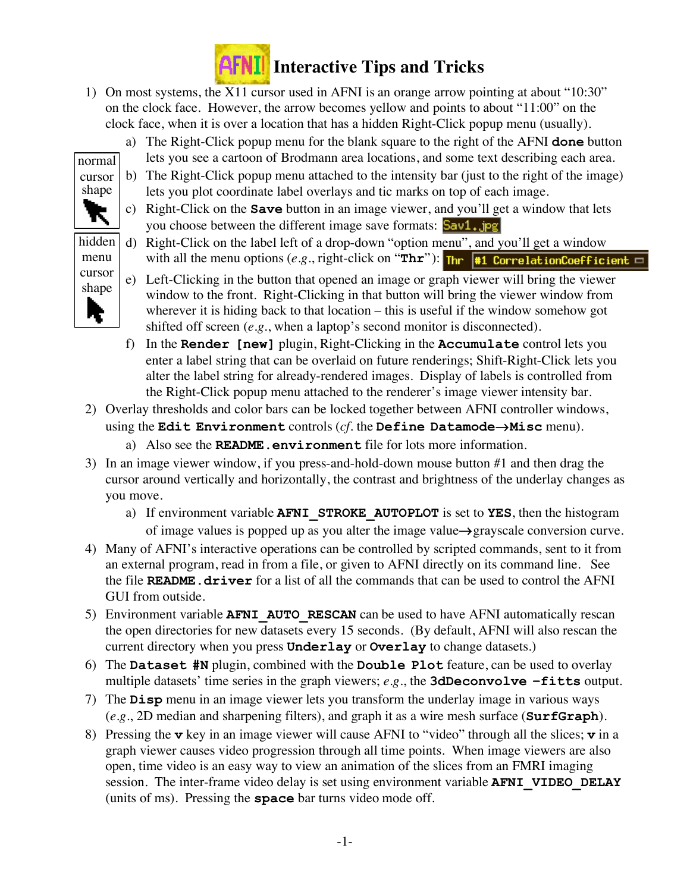# AFNI Interactive Tips and Tricks

1) On most systems, the X11 cursor used in AFNI is an orange arrow pointing at about "10:30" on the clock face. However, the arrow becomes yellow and points to about "11:00" on the clock face, when it is over a location that has a hidden Right-Click popup menu (usually).

normal cursor shape

hidden menu cursor shape

   a) The Right-Click popup menu for the blank square to the right of the AFNI **done** button lets you see a cartoon of Brodmann area locations, and some text describing each area.
   b) The Right-Click popup menu attached to the intensity bar (just to the right of the image) lets you plot coordinate label overlays and tic marks on top of each image.
   c) Right-Click on the **Save** button in an image viewer, and you'll get a window that lets you choose between the different image save formats: Sav1.jpg
   d) Right-Click on the label left of a drop-down "option menu", and you'll get a window with all the menu options (*e.g.*, right-click on "**Thr**"): Thr #1 CorrelationCoefficient
   e) Left-Clicking in the button that opened an image or graph viewer will bring the viewer window to the front. Right-Clicking in that button will bring the viewer window from wherever it is hiding back to that location – this is useful if the window somehow got shifted off screen (*e.g.*, when a laptop's second monitor is disconnected).
   f) In the **Render [new]** plugin, Right-Clicking in the **Accumulate** control lets you enter a label string that can be overlaid on future renderings; Shift-Right-Click lets you alter the label string for already-rendered images. Display of labels is controlled from the Right-Click popup menu attached to the renderer's image viewer intensity bar.

2) Overlay thresholds and color bars can be locked together between AFNI controller windows, using the **Edit Environment** controls (*cf.* the **Define Datamode**→**Misc** menu).
   a) Also see the **README.environment** file for lots more information.

3) In an image viewer window, if you press-and-hold-down mouse button #1 and then drag the cursor around vertically and horizontally, the contrast and brightness of the underlay changes as you move.
   a) If environment variable **AFNI_STROKE_AUTOPLOT** is set to **YES**, then the histogram of image values is popped up as you alter the image value→grayscale conversion curve.

4) Many of AFNI's interactive operations can be controlled by scripted commands, sent to it from an external program, read in from a file, or given to AFNI directly on its command line. See the file **README.driver** for a list of all the commands that can be used to control the AFNI GUI from outside.

5) Environment variable **AFNI_AUTO_RESCAN** can be used to have AFNI automatically rescan the open directories for new datasets every 15 seconds. (By default, AFNI will also rescan the current directory when you press **Underlay** or **Overlay** to change datasets.)

6) The **Dataset #N** plugin, combined with the **Double Plot** feature, can be used to overlay multiple datasets' time series in the graph viewers; *e.g.*, the **3dDeconvolve -fitts** output.

7) The **Disp** menu in an image viewer lets you transform the underlay image in various ways (*e.g.*, 2D median and sharpening filters), and graph it as a wire mesh surface (**SurfGraph**).

8) Pressing the **v** key in an image viewer will cause AFNI to "video" through all the slices; **v** in a graph viewer causes video progression through all time points. When image viewers are also open, time video is an easy way to view an animation of the slices from an FMRI imaging session. The inter-frame video delay is set using environment variable **AFNI_VIDEO_DELAY** (units of ms). Pressing the **space** bar turns video mode off.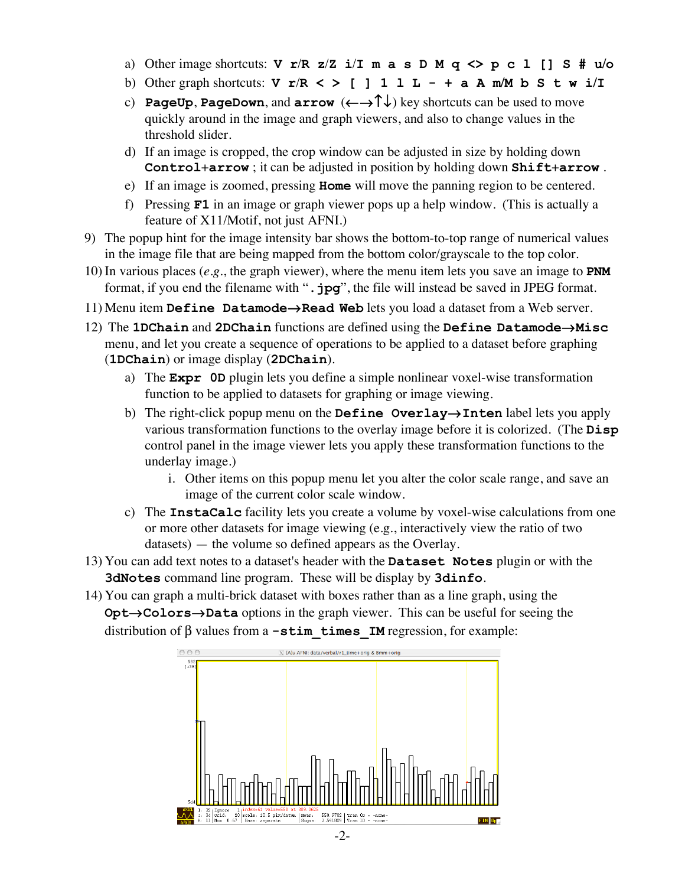a) Other image shortcuts: **V r/R z/Z i/I m a s D M q <> p c l [] S # u/o**
   b) Other graph shortcuts: **V r/R < > [ ] 1 l L - + a A m/M b S t w i/I**
   c) **PageUp**, **PageDown**, and **arrow** (←→↑↓) key shortcuts can be used to move quickly around in the image and graph viewers, and also to change values in the threshold slider.
   d) If an image is cropped, the crop window can be adjusted in size by holding down **Control+arrow** ; it can be adjusted in position by holding down **Shift+arrow** .
   e) If an image is zoomed, pressing **Home** will move the panning region to be centered.
   f) Pressing **F1** in an image or graph viewer pops up a help window. (This is actually a feature of X11/Motif, not just AFNI.)

9) The popup hint for the image intensity bar shows the bottom-to-top range of numerical values in the image file that are being mapped from the bottom color/grayscale to the top color.

10) In various places (*e.g.*, the graph viewer), where the menu item lets you save an image to **PNM** format, if you end the filename with "**.jpg**", the file will instead be saved in JPEG format.

11) Menu item **Define Datamode→Read Web** lets you load a dataset from a Web server.

12) The **1DChain** and **2DChain** functions are defined using the **Define Datamode→Misc** menu, and let you create a sequence of operations to be applied to a dataset before graphing (**1DChain**) or image display (**2DChain**).
   a) The **Expr 0D** plugin lets you define a simple nonlinear voxel-wise transformation function to be applied to datasets for graphing or image viewing.
   b) The right-click popup menu on the **Define Overlay→Inten** label lets you apply various transformation functions to the overlay image before it is colorized. (The **Disp** control panel in the image viewer lets you apply these transformation functions to the underlay image.)
      i. Other items on this popup menu let you alter the color scale range, and save an image of the current color scale window.
   c) The **InstaCalc** facility lets you create a volume by voxel-wise calculations from one or more other datasets for image viewing (e.g., interactively view the ratio of two datasets) — the volume so defined appears as the Overlay.

13) You can add text notes to a dataset's header with the **Dataset Notes** plugin or with the **3dNotes** command line program. These will be display by **3dinfo**.

14) You can graph a multi-brick dataset with boxes rather than as a line graph, using the **Opt→Colors→Data** options in the graph viewer. This can be useful for seeing the distribution of β values from a **-stim_times_IM** regression, for example: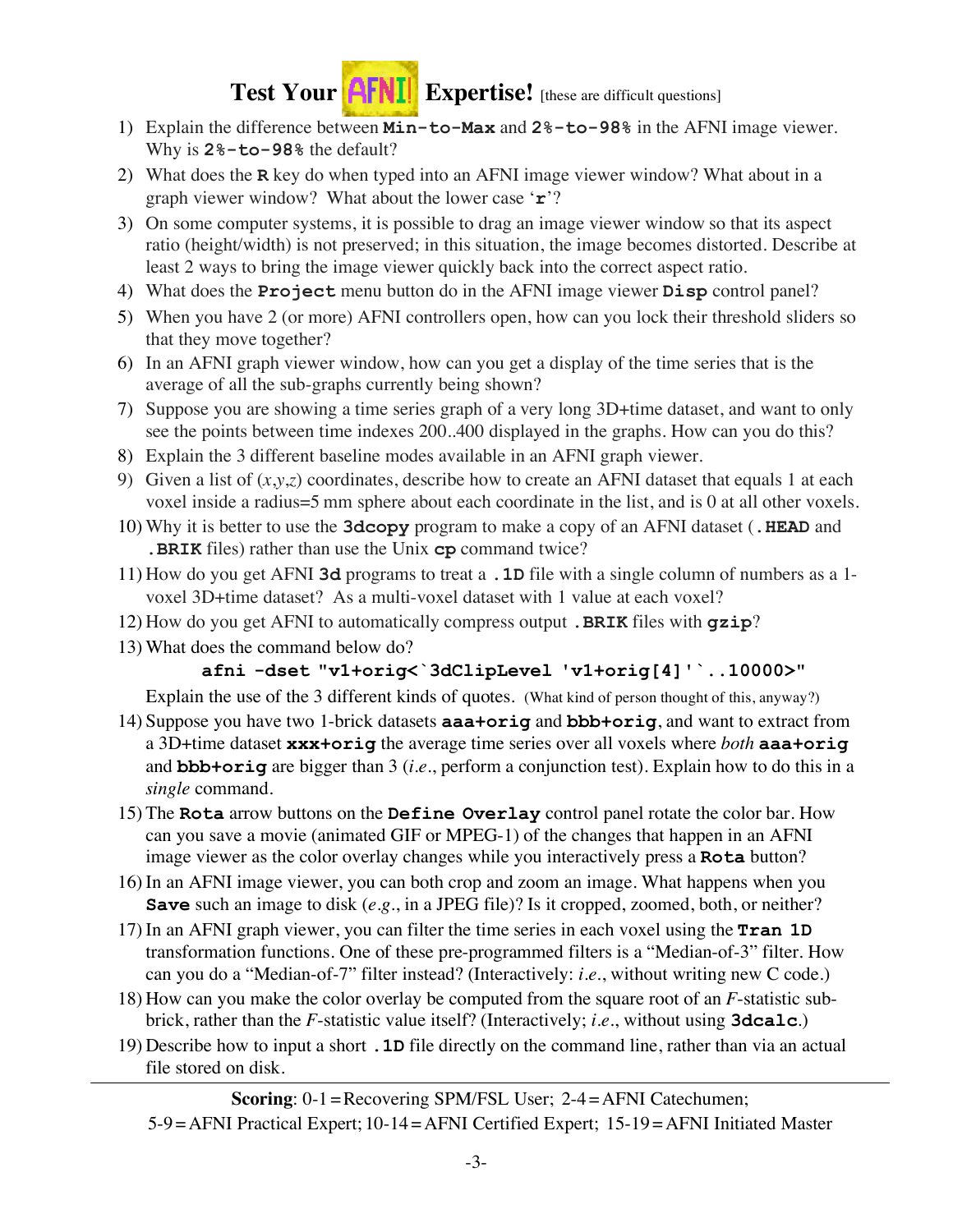# Test Your AFNI Expertise! [these are difficult questions]

1) Explain the difference between **`Min-to-Max`** and **`2%-to-98%`** in the AFNI image viewer. Why is **`2%-to-98%`** the default?
2) What does the **`R`** key do when typed into an AFNI image viewer window? What about in a graph viewer window? What about the lower case '**`r`**'?
3) On some computer systems, it is possible to drag an image viewer window so that its aspect ratio (height/width) is not preserved; in this situation, the image becomes distorted. Describe at least 2 ways to bring the image viewer quickly back into the correct aspect ratio.
4) What does the **`Project`** menu button do in the AFNI image viewer **`Disp`** control panel?
5) When you have 2 (or more) AFNI controllers open, how can you lock their threshold sliders so that they move together?
6) In an AFNI graph viewer window, how can you get a display of the time series that is the average of all the sub-graphs currently being shown?
7) Suppose you are showing a time series graph of a very long 3D+time dataset, and want to only see the points between time indexes 200..400 displayed in the graphs. How can you do this?
8) Explain the 3 different baseline modes available in an AFNI graph viewer.
9) Given a list of $(x,y,z)$ coordinates, describe how to create an AFNI dataset that equals 1 at each voxel inside a radius=5 mm sphere about each coordinate in the list, and is 0 at all other voxels.
10) Why it is better to use the **`3dcopy`** program to make a copy of an AFNI dataset (**`.HEAD`** and **`.BRIK`** files) rather than use the Unix **`cp`** command twice?
11) How do you get AFNI **`3d`** programs to treat a **`.1D`** file with a single column of numbers as a 1-voxel 3D+time dataset? As a multi-voxel dataset with 1 value at each voxel?
12) How do you get AFNI to automatically compress output **`.BRIK`** files with **`gzip`**?
13) What does the command below do?

    ```
    afni -dset "v1+orig<`3dClipLevel 'v1+orig[4]'`..10000>"
    ```

    Explain the use of the 3 different kinds of quotes. (What kind of person thought of this, anyway?)
14) Suppose you have two 1-brick datasets **`aaa+orig`** and **`bbb+orig`**, and want to extract from a 3D+time dataset **`xxx+orig`** the average time series over all voxels where *both* **`aaa+orig`** and **`bbb+orig`** are bigger than 3 (*i.e.*, perform a conjunction test). Explain how to do this in a *single* command.
15) The **`Rota`** arrow buttons on the **`Define Overlay`** control panel rotate the color bar. How can you save a movie (animated GIF or MPEG-1) of the changes that happen in an AFNI image viewer as the color overlay changes while you interactively press a **`Rota`** button?
16) In an AFNI image viewer, you can both crop and zoom an image. What happens when you **`Save`** such an image to disk (*e.g.*, in a JPEG file)? Is it cropped, zoomed, both, or neither?
17) In an AFNI graph viewer, you can filter the time series in each voxel using the **`Tran 1D`** transformation functions. One of these pre-programmed filters is a "Median-of-3" filter. How can you do a "Median-of-7" filter instead? (Interactively: *i.e.*, without writing new C code.)
18) How can you make the color overlay be computed from the square root of an $F$-statistic sub-brick, rather than the $F$-statistic value itself? (Interactively; *i.e.*, without using **`3dcalc`**.)
19) Describe how to input a short **`.1D`** file directly on the command line, rather than via an actual file stored on disk.

---

**Scoring**: 0-1 = Recovering SPM/FSL User; 2-4 = AFNI Catechumen; 5-9 = AFNI Practical Expert; 10-14 = AFNI Certified Expert; 15-19 = AFNI Initiated Master